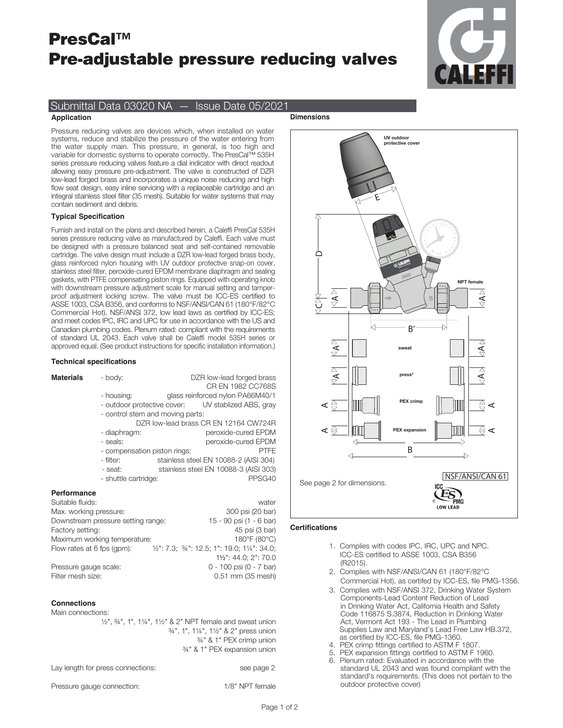# PresCal™
# Pre-adjustable pressure reducing valves

## Submittal Data 03020 NA — Issue Date 05/2021

### Application

Pressure reducing valves are devices which, when installed on water systems, reduce and stabilize the pressure of the water entering from the water supply main. This pressure, in general, is too high and variable for domestic systems to operate correctly. The PresCal™ 535H series pressure reducing valves feature a dial indicator with direct readout allowing easy pressure pre-adjustment. The valve is constructed of DZR low-lead forged brass and incorporates a unique noise reducing and high flow seat design, easy inline servicing with a replaceable cartridge and an integral stainless steel filter (35 mesh). Suitable for water systems that may contain sediment and debris.

### Typical Specification

Furnish and install on the plans and described herein, a Caleffi PresCal 535H series pressure reducing valve as manufactured by Caleffi. Each valve must be designed with a pressure balanced seat and self-contained removable cartridge. The valve design must include a DZR low-lead forged brass body, glass reinforced nylon housing with UV outdoor protective snap-on cover, stainless steel filter, peroxide-cured EPDM membrane diaphragm and sealing gaskets, with PTFE compensating piston rings. Equipped with operating knob with downstream pressure adjustment scale for manual setting and tamper-proof adjustment locking screw. The valve must be ICC-ES certified to ASSE 1003, CSA B356, and conforms to NSF/ANSI/CAN 61 (180°F/82°C Commercial Hot), NSF/ANSI 372, low lead laws as certified by ICC-ES; and meet codes IPC, IRC and UPC for use in accordance with the US and Canadian plumbing codes. Plenum rated: compliant with the requirements of standard UL 2043. Each valve shall be Caleffi model 535H series or approved equal. (See product instructions for specific installation information.)

### Technical specifications

**Materials**

- body: DZR low-lead forged brass CR EN 1982 CC768S
- housing: glass reinforced nylon PA66M40/1
- outdoor protective cover: UV stablized ABS, gray
- control stem and moving parts: DZR low-lead brass CR EN 12164 CW724R
- diaphragm: peroxide-cured EPDM
- seals: peroxide-cured EPDM
- compensation piston rings: PTFE
- filter: stainless steel EN 10088-2 (AISI 304)
- seat: stainless steel EN 10088-3 (AISI 303)
- shuttle cartridge: PPSG40

**Performance**

| | |
|---|---|
| Suitable fluids: | water |
| Max. working pressure: | 300 psi (20 bar) |
| Downstream pressure setting range: | 15 - 90 psi (1 - 6 bar) |
| Factory setting: | 45 psi (3 bar) |
| Maximum working temperature: | 180°F (80°C) |
| Flow rates at 6 fps (gpm): | ½": 7.3; ¾": 12.5; 1": 19.0; 1¼": 34.0; 1½": 44.0; 2": 70.0 |
| Pressure gauge scale: | 0 - 100 psi (0 - 7 bar) |
| Filter mesh size: | 0.51 mm (35 mesh) |

**Connections**

Main connections:
- ½", ¾", 1", 1¼", 1½" & 2" NPT female and sweat union
- ¾", 1", 1¼", 1½" & 2" press union
- ¾" & 1" PEX crimp union
- ¾" & 1" PEX expansion union

Lay length for press connections: see page 2

Pressure gauge connection: 1/8" NPT female

### Dimensions

UV outdoor protective cover

NPT female

sweat

press*

PEX crimp

PEX expansion

See page 2 for dimensions.

NSF/ANSI/CAN 61

### Certifications

1. Complies with codes IPC, IRC, UPC and NPC. ICC-ES certified to ASSE 1003, CSA B356 (R2015).
2. Complies with NSF/ANSI/CAN 61 (180°F/82°C Commercial Hot), as certifed by ICC-ES, file PMG-1356.
3. Complies with NSF/ANSI 372, Drinking Water System Components-Lead Content Reduction of Lead in Drinking Water Act, California Health and Safety Code 116875 S.3874, Reduction in Drinking Water Act, Vermont Act 193 - The Lead in Plumbing Supplies Law and Maryland's Lead Free Law HB.372, as certified by ICC-ES, file PMG-1360.
4. PEX crimp fittings certified to ASTM F 1807.
5. PEX expansion fittings certified to ASTM F 1960.
6. Plenum rated: Evaluated in accordance with the standard UL 2043 and was found compliant with the standard's requirements. (This does not pertain to the outdoor protective cover)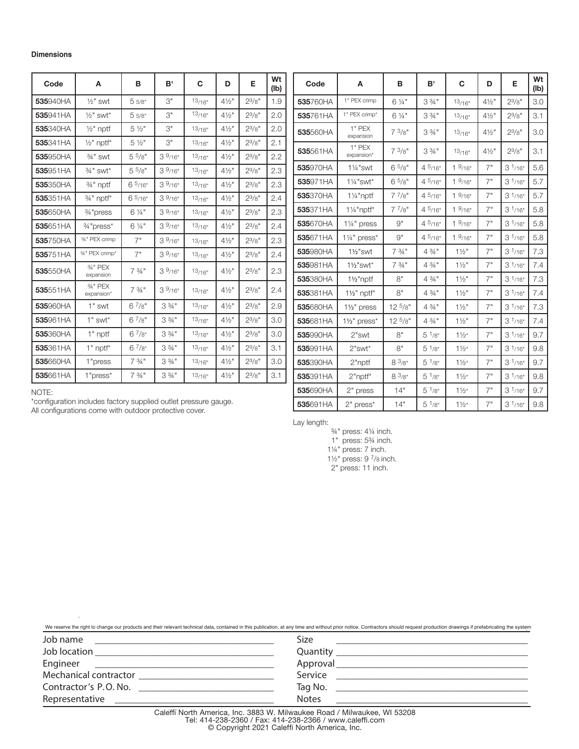**Dimensions**

| Code | A | B | B' | C | D | E | Wt (lb) |
|---|---|---|---|---|---|---|---|
| **535**940HA | ½" swt | 5 5/8" | 3" | 13/16" | 4½" | 23/8" | 1.9 |
| **535**941HA | ½" swt* | 5 5/8" | 3" | 13/16" | 4½" | 23/8" | 2.0 |
| **535**340HA | ½" nptf | 5 ½" | 3" | 13/16" | 4½" | 23/8" | 2.0 |
| **535**341HA | ½" nptf* | 5 ½" | 3" | 13/16" | 4½" | 23/8" | 2.1 |
| **535**950HA | ¾" swt | 5 5/8" | 3 9/16" | 13/16" | 4½" | 23/8" | 2.2 |
| **535**951HA | ¾" swt* | 5 5/8" | 3 9/16" | 13/16" | 4½" | 23/8" | 2.3 |
| **535**350HA | ¾" nptf | 6 5/16" | 3 9/16" | 13/16" | 4½" | 23/8" | 2.3 |
| **535**351HA | ¾" nptf* | 6 5/16" | 3 9/16" | 13/16" | 4½" | 23/8" | 2.4 |
| **535**650HA | ¾"press | 6 ¼" | 3 9/16" | 13/16" | 4½" | 23/8" | 2.3 |
| **535**651HA | ¾"press* | 6 ¼" | 3 9/16" | 13/16" | 4½" | 23/8" | 2.4 |
| **535**750HA | ¾" PEX crimp | 7" | 3 9/16" | 13/16" | 4½" | 23/8" | 2.3 |
| **535**751HA | ¾" PEX crimp* | 7" | 3 9/16" | 13/16" | 4½" | 23/8" | 2.4 |
| **535**550HA | ¾" PEX expansion | 7 ¾" | 3 9/16" | 13/16" | 4½" | 23/8" | 2.3 |
| **535**551HA | ¾" PEX expansion* | 7 ¾" | 3 9/16" | 13/16" | 4½" | 23/8" | 2.4 |
| **535**960HA | 1" swt | 6 7/8" | 3 ¾" | 13/16" | 4½" | 23/8" | 2.9 |
| **535**961HA | 1" swt* | 6 7/8" | 3 ¾" | 13/16" | 4½" | 23/8" | 3.0 |
| **535**360HA | 1" nptf | 6 7/8" | 3 ¾" | 13/16" | 4½" | 23/8" | 3.0 |
| **535**361HA | 1" nptf* | 6 7/8" | 3 ¾" | 13/16" | 4½" | 23/8" | 3.1 |
| **535**660HA | 1"press | 7 ¾" | 3 ¾" | 13/16" | 4½" | 23/8" | 3.0 |
| **535**661HA | 1"press* | 7 ¾" | 3 ¾" | 13/16" | 4½" | 23/8" | 3.1 |

NOTE:
*configuration includes factory supplied outlet pressure gauge.
All configurations come with outdoor protective cover.

| Code | A | B | B' | C | D | E | Wt (lb) |
|---|---|---|---|---|---|---|---|
| **535**760HA | 1" PEX crimp | 6 ¼" | 3 ¾" | 13/16" | 4½" | 23/8" | 3.0 |
| **535**761HA | 1" PEX crimp* | 6 ¼" | 3 ¾" | 13/16" | 4½" | 23/8" | 3.1 |
| **535**560HA | 1" PEX expansion | 7 3/8" | 3 ¾" | 13/16" | 4½" | 23/8" | 3.0 |
| **535**561HA | 1" PEX expansion* | 7 3/8" | 3 ¾" | 13/16" | 4½" | 23/8" | 3.1 |
| **535**970HA | 1¼"swt | 6 5/8" | 4 5/16" | 1 9/16" | 7" | 3 1/16" | 5.6 |
| **535**971HA | 1¼"swt* | 6 5/8" | 4 5/16" | 1 9/16" | 7" | 3 1/16" | 5.7 |
| **535**370HA | 1¼"nptf | 7 7/8" | 4 5/16" | 1 9/16" | 7" | 3 1/16" | 5.7 |
| **535**371HA | 1¼"nptf* | 7 7/8" | 4 5/16" | 1 9/16" | 7" | 3 1/16" | 5.8 |
| **535**670HA | 1¼" press | 9" | 4 5/16" | 1 9/16" | 7" | 3 1/16" | 5.8 |
| **535**671HA | 1¼" press* | 9" | 4 5/16" | 1 9/16" | 7" | 3 1/16" | 5.8 |
| **535**980HA | 1½"swt | 7 ¾" | 4 ¾" | 1½" | 7" | 3 1/16" | 7.3 |
| **535**981HA | 1½"swt* | 7 ¾" | 4 ¾" | 1½" | 7" | 3 1/16" | 7.4 |
| **535**380HA | 1½"nptf | 8" | 4 ¾" | 1½" | 7" | 3 1/16" | 7.3 |
| **535**381HA | 1½" nptf* | 8" | 4 ¾" | 1½" | 7" | 3 1/16" | 7.4 |
| **535**680HA | 1½" press | 12 5/8" | 4 ¾" | 1½" | 7" | 3 1/16" | 7.3 |
| **535**681HA | 1½" press* | 12 5/8" | 4 ¾" | 1½" | 7" | 3 1/16" | 7.4 |
| **535**990HA | 2"swt | 8" | 5 1/8" | 1½" | 7" | 3 1/16" | 9.7 |
| **535**991HA | 2"swt* | 8" | 5 1/8" | 1½" | 7" | 3 1/16" | 9.8 |
| **535**390HA | 2"nptf | 8 3/8" | 5 1/8" | 1½" | 7" | 3 1/16" | 9.7 |
| **535**391HA | 2"nptf* | 8 3/8" | 5 1/8" | 1½" | 7" | 3 1/16" | 9.8 |
| **535**690HA | 2" press | 14" | 5 1/8" | 1½" | 7" | 3 1/16" | 9.7 |
| **535**691HA | 2" press* | 14" | 5 1/8" | 1½" | 7" | 3 1/16" | 9.8 |

Lay length:

¾" press: 4¼ inch.
1" press: 5¾ inch.
1¼" press: 7 inch.
1½" press: 9 7/8 inch.
2" press: 11 inch.

We reserve the right to change our products and their relevant technical data, contained in this publication, at any time and without prior notice. Contractors should request production drawings if prefabricating the system

Job name ____________________ Size ____________________
Job location ____________________ Quantity ____________________
Engineer ____________________ Approval ____________________
Mechanical contractor ____________________ Service ____________________
Contractor's P.O. No. ____________________ Tag No. ____________________
Representative ____________________ Notes ____________________

Caleffi North America, Inc. 3883 W. Milwaukee Road / Milwaukee, WI 53208
Tel: 414-238-2360 / Fax: 414-238-2366 / www.caleffi.com
© Copyright 2021 Caleffi North America, Inc.